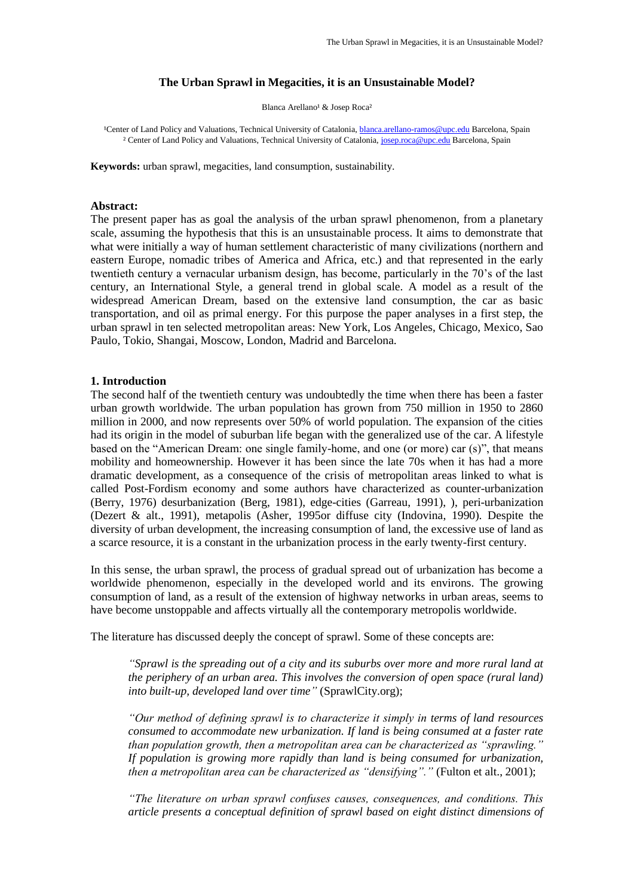# The Urban Sprawl in Megacities, it is an Unsustainable Model?

Blanca Arellano[1] & Josep Roca[2]

[1]Center of Land Policy and Valuations, Technical University of Catalonia, blanca.arellano-ramos@upc.edu Barcelona, Spain
[2] Center of Land Policy and Valuations, Technical University of Catalonia, josep.roca@upc.edu Barcelona, Spain

**Keywords:** urban sprawl, megacities, land consumption, sustainability.

**Abstract:**
The present paper has as goal the analysis of the urban sprawl phenomenon, from a planetary scale, assuming the hypothesis that this is an unsustainable process. It aims to demonstrate that what were initially a way of human settlement characteristic of many civilizations (northern and eastern Europe, nomadic tribes of America and Africa, etc.) and that represented in the early twentieth century a vernacular urbanism design, has become, particularly in the 70's of the last century, an International Style, a general trend in global scale. A model as a result of the widespread American Dream, based on the extensive land consumption, the car as basic transportation, and oil as primal energy. For this purpose the paper analyses in a first step, the urban sprawl in ten selected metropolitan areas: New York, Los Angeles, Chicago, Mexico, Sao Paulo, Tokio, Shangai, Moscow, London, Madrid and Barcelona.

## 1. Introduction

The second half of the twentieth century was undoubtedly the time when there has been a faster urban growth worldwide. The urban population has grown from 750 million in 1950 to 2860 million in 2000, and now represents over 50% of world population. The expansion of the cities had its origin in the model of suburban life began with the generalized use of the car. A lifestyle based on the "American Dream: one single family-home, and one (or more) car (s)", that means mobility and homeownership. However it has been since the late 70s when it has had a more dramatic development, as a consequence of the crisis of metropolitan areas linked to what is called Post-Fordism economy and some authors have characterized as counter-urbanization (Berry, 1976) desurbanization (Berg, 1981), edge-cities (Garreau, 1991), ), peri-urbanization (Dezert & alt., 1991), metapolis (Asher, 1995or diffuse city (Indovina, 1990). Despite the diversity of urban development, the increasing consumption of land, the excessive use of land as a scarce resource, it is a constant in the urbanization process in the early twenty-first century.

In this sense, the urban sprawl, the process of gradual spread out of urbanization has become a worldwide phenomenon, especially in the developed world and its environs. The growing consumption of land, as a result of the extension of highway networks in urban areas, seems to have become unstoppable and affects virtually all the contemporary metropolis worldwide.

The literature has discussed deeply the concept of sprawl. Some of these concepts are:

> *"Sprawl is the spreading out of a city and its suburbs over more and more rural land at the periphery of an urban area. This involves the conversion of open space (rural land) into built-up, developed land over time"* (SprawlCity.org);

> *"Our method of defining sprawl is to characterize it simply in terms of land resources consumed to accommodate new urbanization. If land is being consumed at a faster rate than population growth, then a metropolitan area can be characterized as "sprawling." If population is growing more rapidly than land is being consumed for urbanization, then a metropolitan area can be characterized as "densifying"."* (Fulton et alt., 2001);

> *"The literature on urban sprawl confuses causes, consequences, and conditions. This article presents a conceptual definition of sprawl based on eight distinct dimensions of*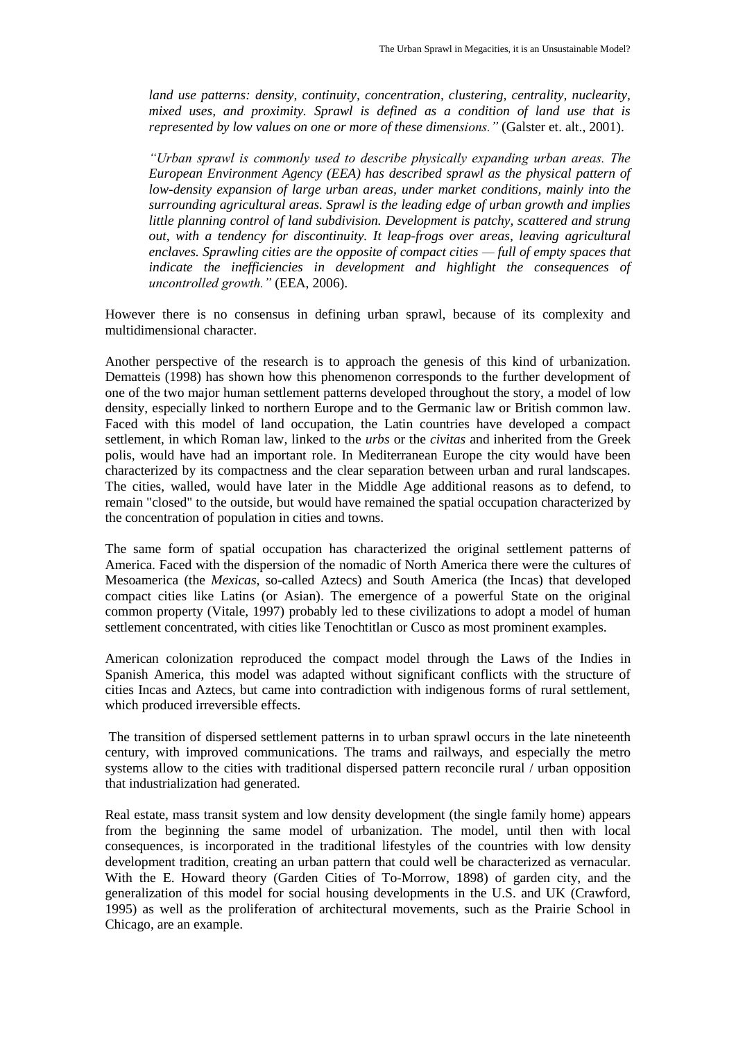*land use patterns: density, continuity, concentration, clustering, centrality, nuclearity, mixed uses, and proximity. Sprawl is defined as a condition of land use that is represented by low values on one or more of these dimensions."* (Galster et. alt., 2001).

*"Urban sprawl is commonly used to describe physically expanding urban areas. The European Environment Agency (EEA) has described sprawl as the physical pattern of low-density expansion of large urban areas, under market conditions, mainly into the surrounding agricultural areas. Sprawl is the leading edge of urban growth and implies little planning control of land subdivision. Development is patchy, scattered and strung out, with a tendency for discontinuity. It leap-frogs over areas, leaving agricultural enclaves. Sprawling cities are the opposite of compact cities — full of empty spaces that indicate the inefficiencies in development and highlight the consequences of uncontrolled growth."* (EEA, 2006).

However there is no consensus in defining urban sprawl, because of its complexity and multidimensional character.

Another perspective of the research is to approach the genesis of this kind of urbanization. Dematteis (1998) has shown how this phenomenon corresponds to the further development of one of the two major human settlement patterns developed throughout the story, a model of low density, especially linked to northern Europe and to the Germanic law or British common law. Faced with this model of land occupation, the Latin countries have developed a compact settlement, in which Roman law, linked to the *urbs* or the *civitas* and inherited from the Greek polis, would have had an important role. In Mediterranean Europe the city would have been characterized by its compactness and the clear separation between urban and rural landscapes. The cities, walled, would have later in the Middle Age additional reasons as to defend, to remain "closed" to the outside, but would have remained the spatial occupation characterized by the concentration of population in cities and towns.

The same form of spatial occupation has characterized the original settlement patterns of America. Faced with the dispersion of the nomadic of North America there were the cultures of Mesoamerica (the *Mexicas*, so-called Aztecs) and South America (the Incas) that developed compact cities like Latins (or Asian). The emergence of a powerful State on the original common property (Vitale, 1997) probably led to these civilizations to adopt a model of human settlement concentrated, with cities like Tenochtitlan or Cusco as most prominent examples.

American colonization reproduced the compact model through the Laws of the Indies in Spanish America, this model was adapted without significant conflicts with the structure of cities Incas and Aztecs, but came into contradiction with indigenous forms of rural settlement, which produced irreversible effects.

The transition of dispersed settlement patterns in to urban sprawl occurs in the late nineteenth century, with improved communications. The trams and railways, and especially the metro systems allow to the cities with traditional dispersed pattern reconcile rural / urban opposition that industrialization had generated.

Real estate, mass transit system and low density development (the single family home) appears from the beginning the same model of urbanization. The model, until then with local consequences, is incorporated in the traditional lifestyles of the countries with low density development tradition, creating an urban pattern that could well be characterized as vernacular. With the E. Howard theory (Garden Cities of To-Morrow, 1898) of garden city, and the generalization of this model for social housing developments in the U.S. and UK (Crawford, 1995) as well as the proliferation of architectural movements, such as the Prairie School in Chicago, are an example.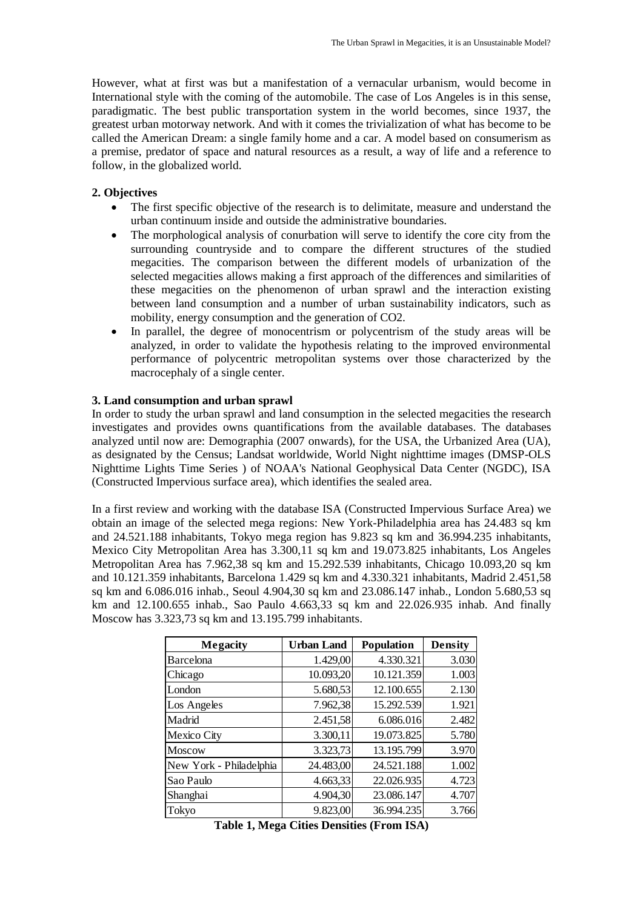However, what at first was but a manifestation of a vernacular urbanism, would become in International style with the coming of the automobile. The case of Los Angeles is in this sense, paradigmatic. The best public transportation system in the world becomes, since 1937, the greatest urban motorway network. And with it comes the trivialization of what has become to be called the American Dream: a single family home and a car. A model based on consumerism as a premise, predator of space and natural resources as a result, a way of life and a reference to follow, in the globalized world.

## 2. Objectives

- The first specific objective of the research is to delimitate, measure and understand the urban continuum inside and outside the administrative boundaries.
- The morphological analysis of conurbation will serve to identify the core city from the surrounding countryside and to compare the different structures of the studied megacities. The comparison between the different models of urbanization of the selected megacities allows making a first approach of the differences and similarities of these megacities on the phenomenon of urban sprawl and the interaction existing between land consumption and a number of urban sustainability indicators, such as mobility, energy consumption and the generation of CO2.
- In parallel, the degree of monocentrism or polycentrism of the study areas will be analyzed, in order to validate the hypothesis relating to the improved environmental performance of polycentric metropolitan systems over those characterized by the macrocephaly of a single center.

## 3. Land consumption and urban sprawl

In order to study the urban sprawl and land consumption in the selected megacities the research investigates and provides owns quantifications from the available databases. The databases analyzed until now are: Demographia (2007 onwards), for the USA, the Urbanized Area (UA), as designated by the Census; Landsat worldwide, World Night nighttime images (DMSP-OLS Nighttime Lights Time Series ) of NOAA's National Geophysical Data Center (NGDC), ISA (Constructed Impervious surface area), which identifies the sealed area.

In a first review and working with the database ISA (Constructed Impervious Surface Area) we obtain an image of the selected mega regions: New York-Philadelphia area has 24.483 sq km and 24.521.188 inhabitants, Tokyo mega region has 9.823 sq km and 36.994.235 inhabitants, Mexico City Metropolitan Area has 3.300,11 sq km and 19.073.825 inhabitants, Los Angeles Metropolitan Area has 7.962,38 sq km and 15.292.539 inhabitants, Chicago 10.093,20 sq km and 10.121.359 inhabitants, Barcelona 1.429 sq km and 4.330.321 inhabitants, Madrid 2.451,58 sq km and 6.086.016 inhab., Seoul 4.904,30 sq km and 23.086.147 inhab., London 5.680,53 sq km and 12.100.655 inhab., Sao Paulo 4.663,33 sq km and 22.026.935 inhab. And finally Moscow has 3.323,73 sq km and 13.195.799 inhabitants.

| Megacity | Urban Land | Population | Density |
|---|---|---|---|
| Barcelona | 1.429,00 | 4.330.321 | 3.030 |
| Chicago | 10.093,20 | 10.121.359 | 1.003 |
| London | 5.680,53 | 12.100.655 | 2.130 |
| Los Angeles | 7.962,38 | 15.292.539 | 1.921 |
| Madrid | 2.451,58 | 6.086.016 | 2.482 |
| Mexico City | 3.300,11 | 19.073.825 | 5.780 |
| Moscow | 3.323,73 | 13.195.799 | 3.970 |
| New York - Philadelphia | 24.483,00 | 24.521.188 | 1.002 |
| Sao Paulo | 4.663,33 | 22.026.935 | 4.723 |
| Shanghai | 4.904,30 | 23.086.147 | 4.707 |
| Tokyo | 9.823,00 | 36.994.235 | 3.766 |

**Table 1, Mega Cities Densities (From ISA)**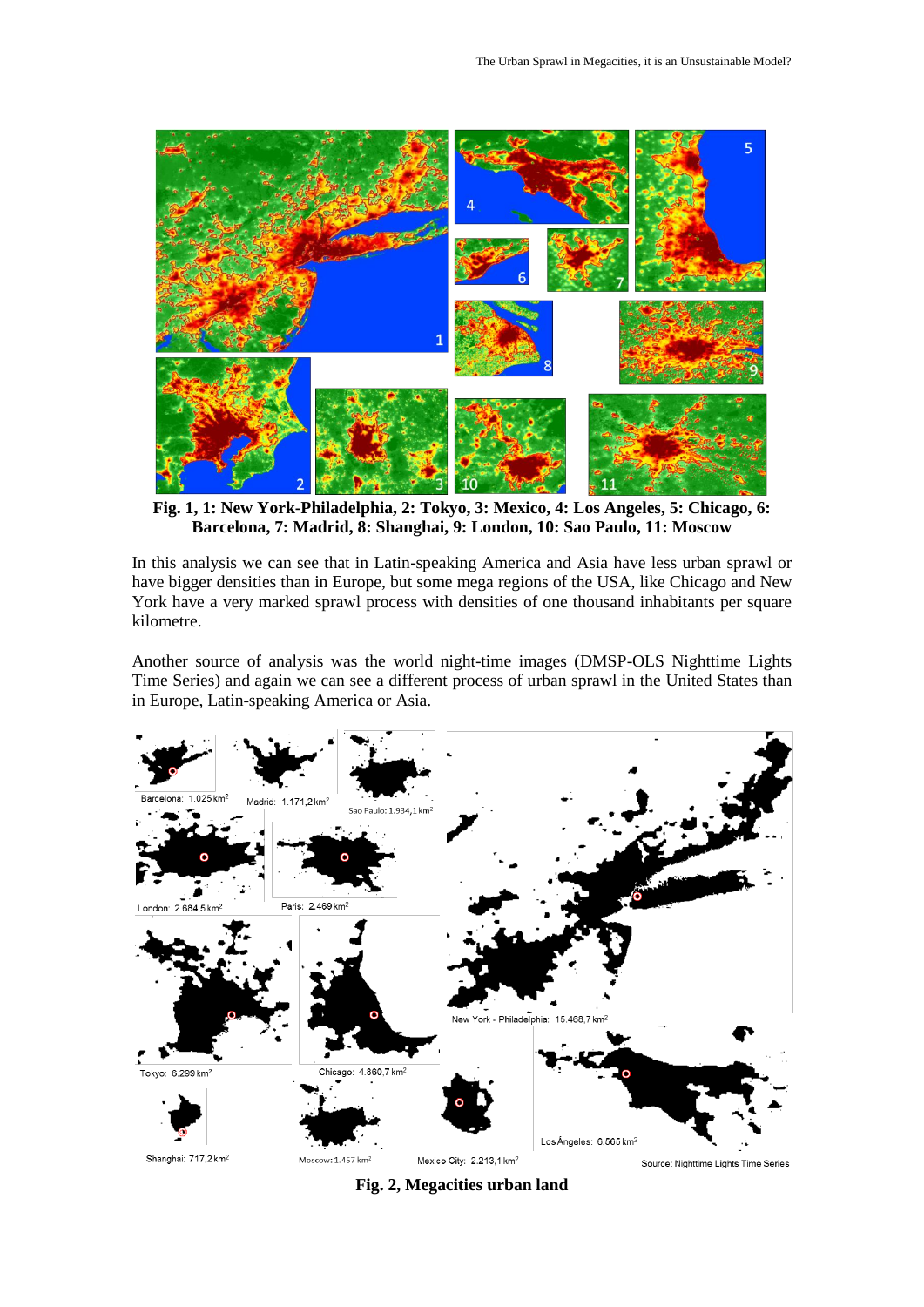**Fig. 1, 1: New York-Philadelphia, 2: Tokyo, 3: Mexico, 4: Los Angeles, 5: Chicago, 6: Barcelona, 7: Madrid, 8: Shanghai, 9: London, 10: Sao Paulo, 11: Moscow**

In this analysis we can see that in Latin-speaking America and Asia have less urban sprawl or have bigger densities than in Europe, but some mega regions of the USA, like Chicago and New York have a very marked sprawl process with densities of one thousand inhabitants per square kilometre.

Another source of analysis was the world night-time images (DMSP-OLS Nighttime Lights Time Series) and again we can see a different process of urban sprawl in the United States than in Europe, Latin-speaking America or Asia.

**Fig. 2, Megacities urban land**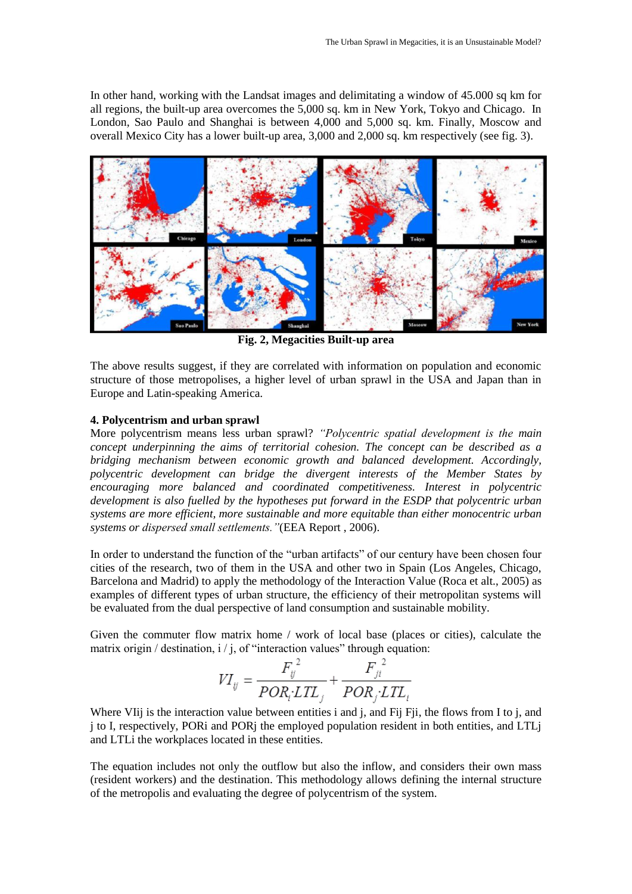In other hand, working with the Landsat images and delimitating a window of 45.000 sq km for all regions, the built-up area overcomes the 5,000 sq. km in New York, Tokyo and Chicago. In London, Sao Paulo and Shanghai is between 4,000 and 5,000 sq. km. Finally, Moscow and overall Mexico City has a lower built-up area, 3,000 and 2,000 sq. km respectively (see fig. 3).

**Fig. 2, Megacities Built-up area**

The above results suggest, if they are correlated with information on population and economic structure of those metropolises, a higher level of urban sprawl in the USA and Japan than in Europe and Latin-speaking America.

#### 4. Polycentrism and urban sprawl

More polycentrism means less urban sprawl? *"Polycentric spatial development is the main concept underpinning the aims of territorial cohesion. The concept can be described as a bridging mechanism between economic growth and balanced development. Accordingly, polycentric development can bridge the divergent interests of the Member States by encouraging more balanced and coordinated competitiveness. Interest in polycentric development is also fuelled by the hypotheses put forward in the ESDP that polycentric urban systems are more efficient, more sustainable and more equitable than either monocentric urban systems or dispersed small settlements."*(EEA Report , 2006).

In order to understand the function of the "urban artifacts" of our century have been chosen four cities of the research, two of them in the USA and other two in Spain (Los Angeles, Chicago, Barcelona and Madrid) to apply the methodology of the Interaction Value (Roca et alt., 2005) as examples of different types of urban structure, the efficiency of their metropolitan systems will be evaluated from the dual perspective of land consumption and sustainable mobility.

Given the commuter flow matrix home / work of local base (places or cities), calculate the matrix origin / destination, i / j, of "interaction values" through equation:

$$VI_{ij} = \frac{F_{ij}^{\,2}}{POR_i \cdot LTL_j} + \frac{F_{ji}^{\,2}}{POR_j \cdot LTL_i}$$

Where VIij is the interaction value between entities i and j, and Fij Fji, the flows from I to j, and j to I, respectively, PORi and PORj the employed population resident in both entities, and LTLj and LTLi the workplaces located in these entities.

The equation includes not only the outflow but also the inflow, and considers their own mass (resident workers) and the destination. This methodology allows defining the internal structure of the metropolis and evaluating the degree of polycentrism of the system.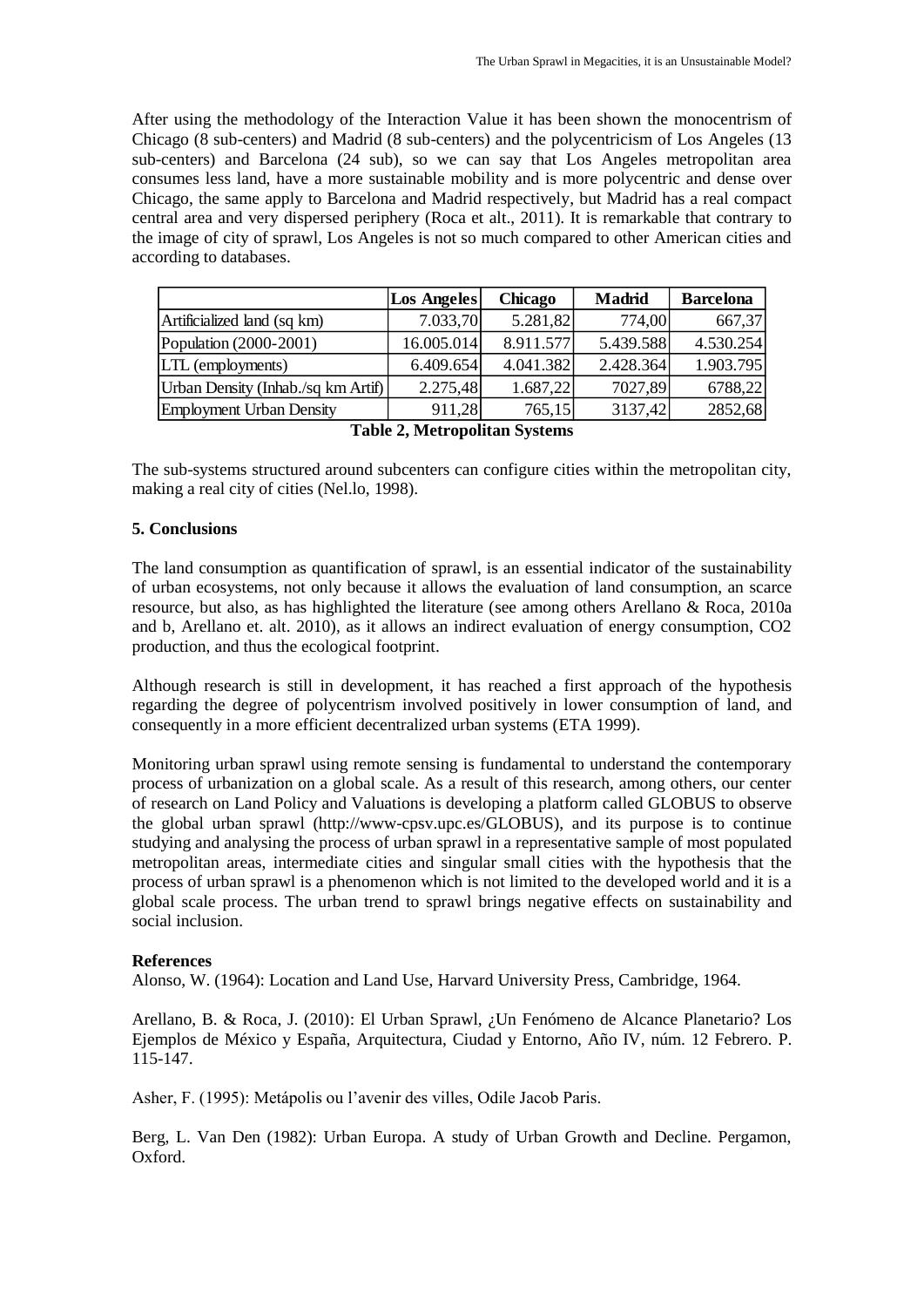After using the methodology of the Interaction Value it has been shown the monocentrism of Chicago (8 sub-centers) and Madrid (8 sub-centers) and the polycentricism of Los Angeles (13 sub-centers) and Barcelona (24 sub), so we can say that Los Angeles metropolitan area consumes less land, have a more sustainable mobility and is more polycentric and dense over Chicago, the same apply to Barcelona and Madrid respectively, but Madrid has a real compact central area and very dispersed periphery (Roca et alt., 2011). It is remarkable that contrary to the image of city of sprawl, Los Angeles is not so much compared to other American cities and according to databases.

| | Los Angeles | Chicago | Madrid | Barcelona |
|---|---|---|---|---|
| Artificialized land (sq km) | 7.033,70 | 5.281,82 | 774,00 | 667,37 |
| Population (2000-2001) | 16.005.014 | 8.911.577 | 5.439.588 | 4.530.254 |
| LTL (employments) | 6.409.654 | 4.041.382 | 2.428.364 | 1.903.795 |
| Urban Density (Inhab./sq km Artif) | 2.275,48 | 1.687,22 | 7027,89 | 6788,22 |
| Employment Urban Density | 911,28 | 765,15 | 3137,42 | 2852,68 |

**Table 2, Metropolitan Systems**

The sub-systems structured around subcenters can configure cities within the metropolitan city, making a real city of cities (Nel.lo, 1998).

## 5. Conclusions

The land consumption as quantification of sprawl, is an essential indicator of the sustainability of urban ecosystems, not only because it allows the evaluation of land consumption, an scarce resource, but also, as has highlighted the literature (see among others Arellano & Roca, 2010a and b, Arellano et. alt. 2010), as it allows an indirect evaluation of energy consumption, CO2 production, and thus the ecological footprint.

Although research is still in development, it has reached a first approach of the hypothesis regarding the degree of polycentrism involved positively in lower consumption of land, and consequently in a more efficient decentralized urban systems (ETA 1999).

Monitoring urban sprawl using remote sensing is fundamental to understand the contemporary process of urbanization on a global scale. As a result of this research, among others, our center of research on Land Policy and Valuations is developing a platform called GLOBUS to observe the global urban sprawl (http://www-cpsv.upc.es/GLOBUS), and its purpose is to continue studying and analysing the process of urban sprawl in a representative sample of most populated metropolitan areas, intermediate cities and singular small cities with the hypothesis that the process of urban sprawl is a phenomenon which is not limited to the developed world and it is a global scale process. The urban trend to sprawl brings negative effects on sustainability and social inclusion.

### References

Alonso, W. (1964): Location and Land Use, Harvard University Press, Cambridge, 1964.

Arellano, B. & Roca, J. (2010): El Urban Sprawl, ¿Un Fenómeno de Alcance Planetario? Los Ejemplos de México y España, Arquitectura, Ciudad y Entorno, Año IV, núm. 12 Febrero. P. 115-147.

Asher, F. (1995): Metápolis ou l'avenir des villes, Odile Jacob Paris.

Berg, L. Van Den (1982): Urban Europa. A study of Urban Growth and Decline. Pergamon, Oxford.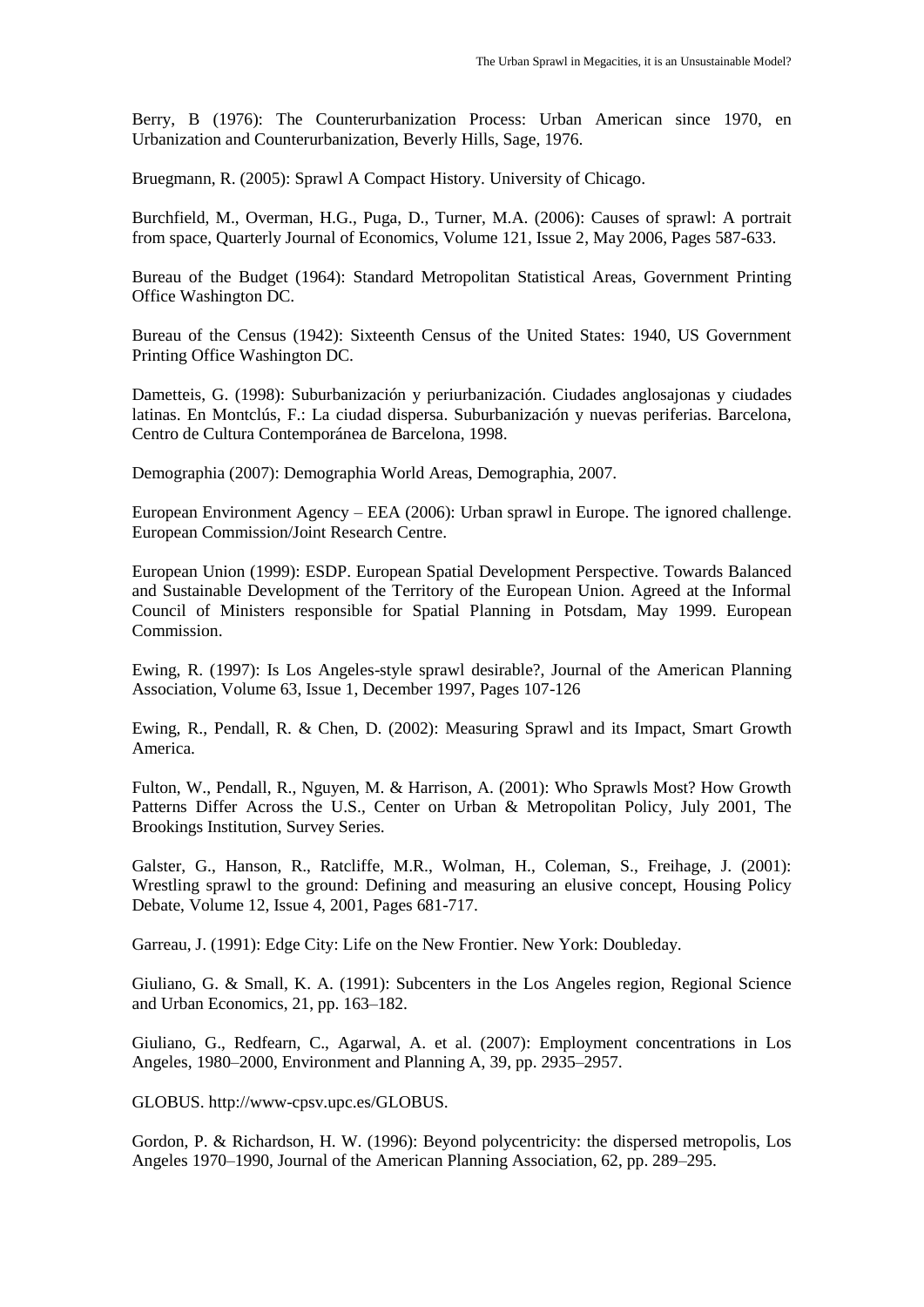Berry, B (1976): The Counterurbanization Process: Urban American since 1970, en Urbanization and Counterurbanization, Beverly Hills, Sage, 1976.

Bruegmann, R. (2005): Sprawl A Compact History. University of Chicago.

Burchfield, M., Overman, H.G., Puga, D., Turner, M.A. (2006): Causes of sprawl: A portrait from space, Quarterly Journal of Economics, Volume 121, Issue 2, May 2006, Pages 587-633.

Bureau of the Budget (1964): Standard Metropolitan Statistical Areas, Government Printing Office Washington DC.

Bureau of the Census (1942): Sixteenth Census of the United States: 1940, US Government Printing Office Washington DC.

Dametteis, G. (1998): Suburbanización y periurbanización. Ciudades anglosajonas y ciudades latinas. En Montclús, F.: La ciudad dispersa. Suburbanización y nuevas periferias. Barcelona, Centro de Cultura Contemporánea de Barcelona, 1998.

Demographia (2007): Demographia World Areas, Demographia, 2007.

European Environment Agency – EEA (2006): Urban sprawl in Europe. The ignored challenge. European Commission/Joint Research Centre.

European Union (1999): ESDP. European Spatial Development Perspective. Towards Balanced and Sustainable Development of the Territory of the European Union. Agreed at the Informal Council of Ministers responsible for Spatial Planning in Potsdam, May 1999. European Commission.

Ewing, R. (1997): Is Los Angeles-style sprawl desirable?, Journal of the American Planning Association, Volume 63, Issue 1, December 1997, Pages 107-126

Ewing, R., Pendall, R. & Chen, D. (2002): Measuring Sprawl and its Impact, Smart Growth America.

Fulton, W., Pendall, R., Nguyen, M. & Harrison, A. (2001): Who Sprawls Most? How Growth Patterns Differ Across the U.S., Center on Urban & Metropolitan Policy, July 2001, The Brookings Institution, Survey Series.

Galster, G., Hanson, R., Ratcliffe, M.R., Wolman, H., Coleman, S., Freihage, J. (2001): Wrestling sprawl to the ground: Defining and measuring an elusive concept, Housing Policy Debate, Volume 12, Issue 4, 2001, Pages 681-717.

Garreau, J. (1991): Edge City: Life on the New Frontier. New York: Doubleday.

Giuliano, G. & Small, K. A. (1991): Subcenters in the Los Angeles region, Regional Science and Urban Economics, 21, pp. 163–182.

Giuliano, G., Redfearn, C., Agarwal, A. et al. (2007): Employment concentrations in Los Angeles, 1980–2000, Environment and Planning A, 39, pp. 2935–2957.

GLOBUS. http://www-cpsv.upc.es/GLOBUS.

Gordon, P. & Richardson, H. W. (1996): Beyond polycentricity: the dispersed metropolis, Los Angeles 1970–1990, Journal of the American Planning Association, 62, pp. 289–295.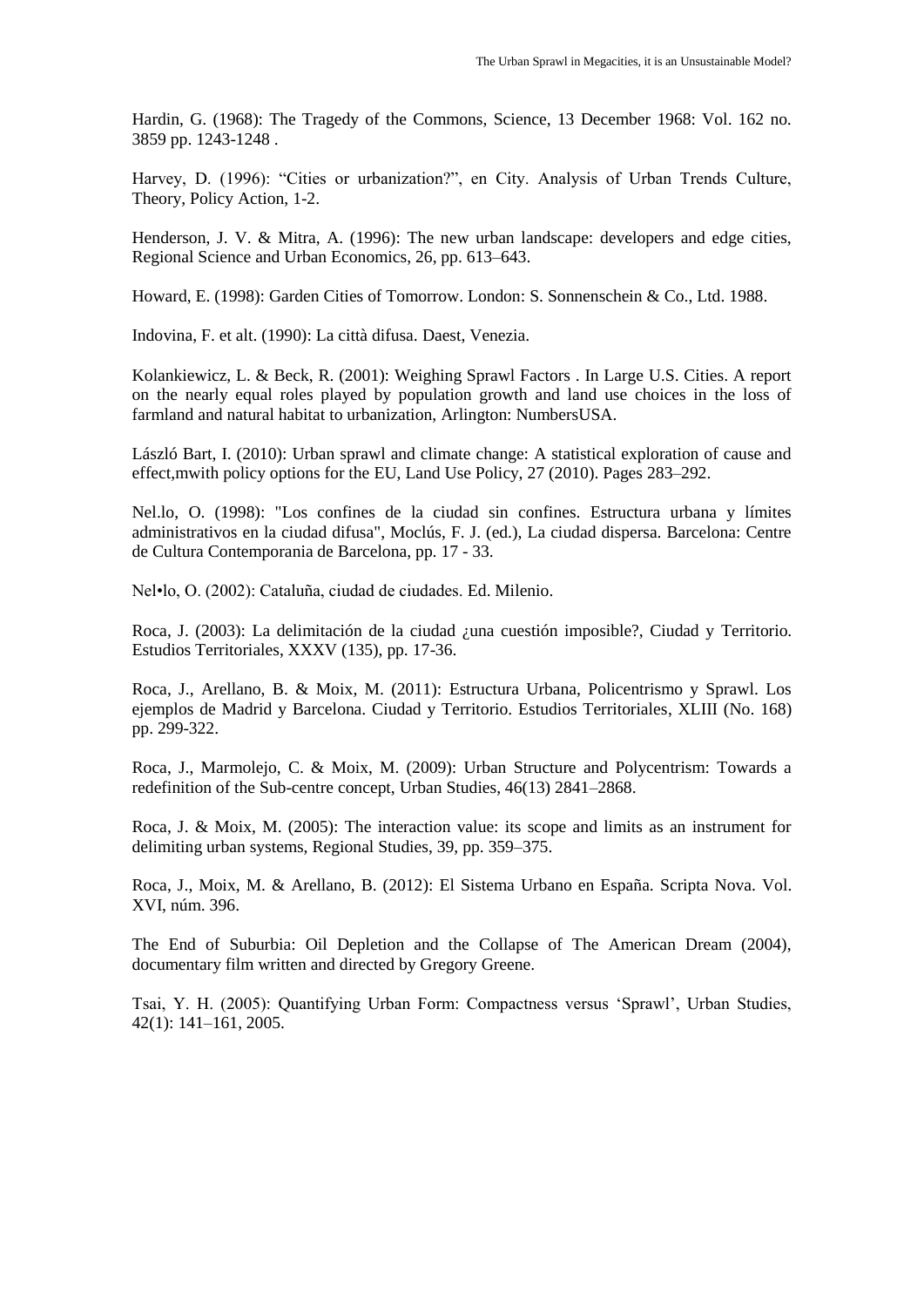Hardin, G. (1968): The Tragedy of the Commons, Science, 13 December 1968: Vol. 162 no. 3859 pp. 1243-1248 .

Harvey, D. (1996): "Cities or urbanization?", en City. Analysis of Urban Trends Culture, Theory, Policy Action, 1-2.

Henderson, J. V. & Mitra, A. (1996): The new urban landscape: developers and edge cities, Regional Science and Urban Economics, 26, pp. 613–643.

Howard, E. (1998): Garden Cities of Tomorrow. London: S. Sonnenschein & Co., Ltd. 1988.

Indovina, F. et alt. (1990): La città difusa. Daest, Venezia.

Kolankiewicz, L. & Beck, R. (2001): Weighing Sprawl Factors . In Large U.S. Cities. A report on the nearly equal roles played by population growth and land use choices in the loss of farmland and natural habitat to urbanization, Arlington: NumbersUSA.

László Bart, I. (2010): Urban sprawl and climate change: A statistical exploration of cause and effect,mwith policy options for the EU, Land Use Policy, 27 (2010). Pages 283–292.

Nel.lo, O. (1998): "Los confines de la ciudad sin confines. Estructura urbana y límites administrativos en la ciudad difusa", Moclús, F. J. (ed.), La ciudad dispersa. Barcelona: Centre de Cultura Contemporania de Barcelona, pp. 17 - 33.

Nel•lo, O. (2002): Cataluña, ciudad de ciudades. Ed. Milenio.

Roca, J. (2003): La delimitación de la ciudad ¿una cuestión imposible?, Ciudad y Territorio. Estudios Territoriales, XXXV (135), pp. 17-36.

Roca, J., Arellano, B. & Moix, M. (2011): Estructura Urbana, Policentrismo y Sprawl. Los ejemplos de Madrid y Barcelona. Ciudad y Territorio. Estudios Territoriales, XLIII (No. 168) pp. 299-322.

Roca, J., Marmolejo, C. & Moix, M. (2009): Urban Structure and Polycentrism: Towards a redefinition of the Sub-centre concept, Urban Studies, 46(13) 2841–2868.

Roca, J. & Moix, M. (2005): The interaction value: its scope and limits as an instrument for delimiting urban systems, Regional Studies, 39, pp. 359–375.

Roca, J., Moix, M. & Arellano, B. (2012): El Sistema Urbano en España. Scripta Nova. Vol. XVI, núm. 396.

The End of Suburbia: Oil Depletion and the Collapse of The American Dream (2004), documentary film written and directed by Gregory Greene.

Tsai, Y. H. (2005): Quantifying Urban Form: Compactness versus 'Sprawl', Urban Studies, 42(1): 141–161, 2005.